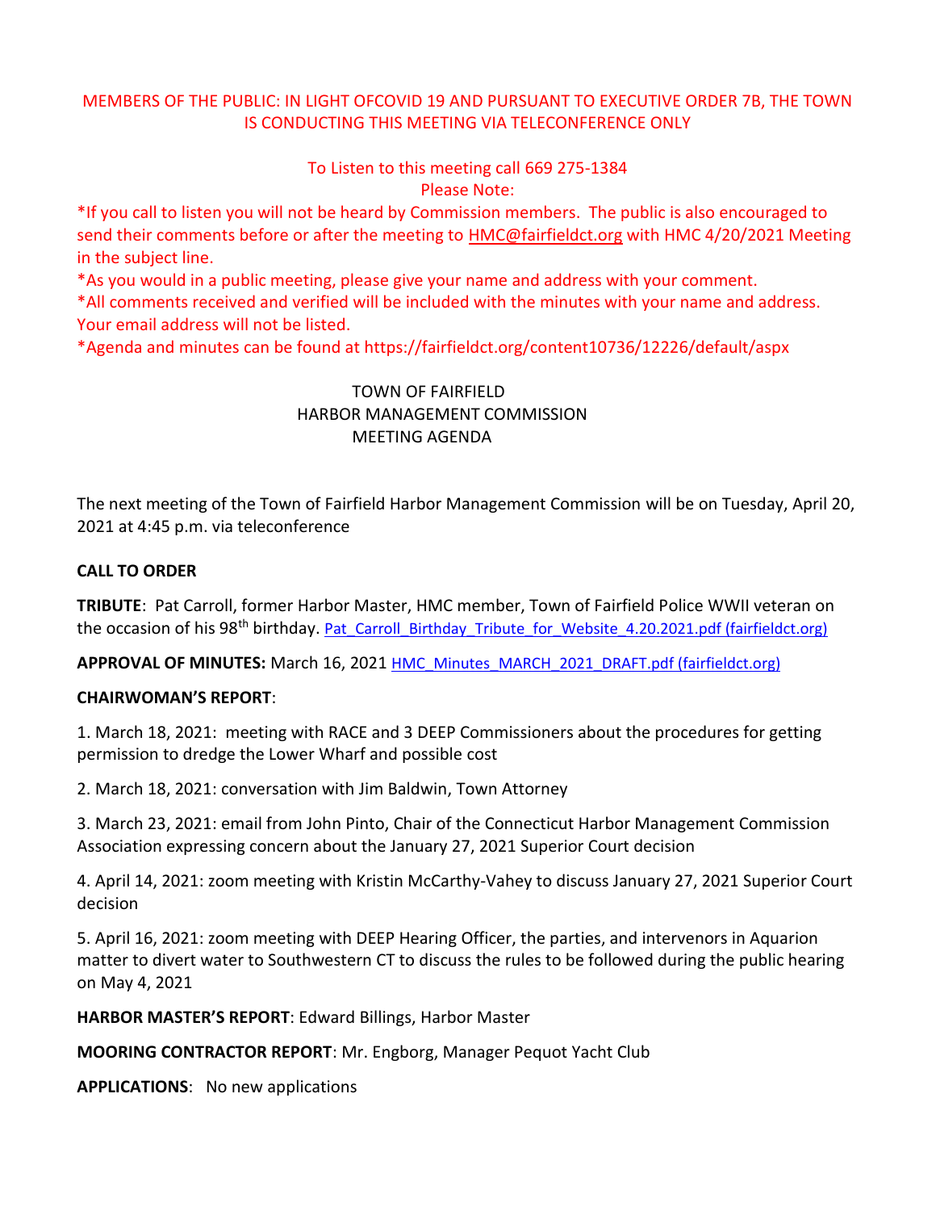MEMBERS OF THE PUBLIC: IN LIGHT OFCOVID 19 AND PURSUANT TO EXECUTIVE ORDER 7B, THE TOWN IS CONDUCTING THIS MEETING VIA TELECONFERENCE ONLY

To Listen to this meeting call 669 275-1384
Please Note:

*If you call to listen you will not be heard by Commission members. The public is also encouraged to send their comments before or after the meeting to HMC@fairfieldct.org with HMC 4/20/2021 Meeting in the subject line.

*As you would in a public meeting, please give your name and address with your comment.

*All comments received and verified will be included with the minutes with your name and address. Your email address will not be listed.

*Agenda and minutes can be found at https://fairfieldct.org/content10736/12226/default/aspx

TOWN OF FAIRFIELD
HARBOR MANAGEMENT COMMISSION
MEETING AGENDA

The next meeting of the Town of Fairfield Harbor Management Commission will be on Tuesday, April 20, 2021 at 4:45 p.m. via teleconference

**CALL TO ORDER**

**TRIBUTE**: Pat Carroll, former Harbor Master, HMC member, Town of Fairfield Police WWII veteran on the occasion of his 98th birthday. Pat_Carroll_Birthday_Tribute_for_Website_4.20.2021.pdf (fairfieldct.org)

**APPROVAL OF MINUTES:** March 16, 2021 HMC_Minutes_MARCH_2021_DRAFT.pdf (fairfieldct.org)

**CHAIRWOMAN'S REPORT**:

1. March 18, 2021: meeting with RACE and 3 DEEP Commissioners about the procedures for getting permission to dredge the Lower Wharf and possible cost

2. March 18, 2021: conversation with Jim Baldwin, Town Attorney

3. March 23, 2021: email from John Pinto, Chair of the Connecticut Harbor Management Commission Association expressing concern about the January 27, 2021 Superior Court decision

4. April 14, 2021: zoom meeting with Kristin McCarthy-Vahey to discuss January 27, 2021 Superior Court decision

5. April 16, 2021: zoom meeting with DEEP Hearing Officer, the parties, and intervenors in Aquarion matter to divert water to Southwestern CT to discuss the rules to be followed during the public hearing on May 4, 2021

**HARBOR MASTER'S REPORT**: Edward Billings, Harbor Master

**MOORING CONTRACTOR REPORT**: Mr. Engborg, Manager Pequot Yacht Club

**APPLICATIONS**: No new applications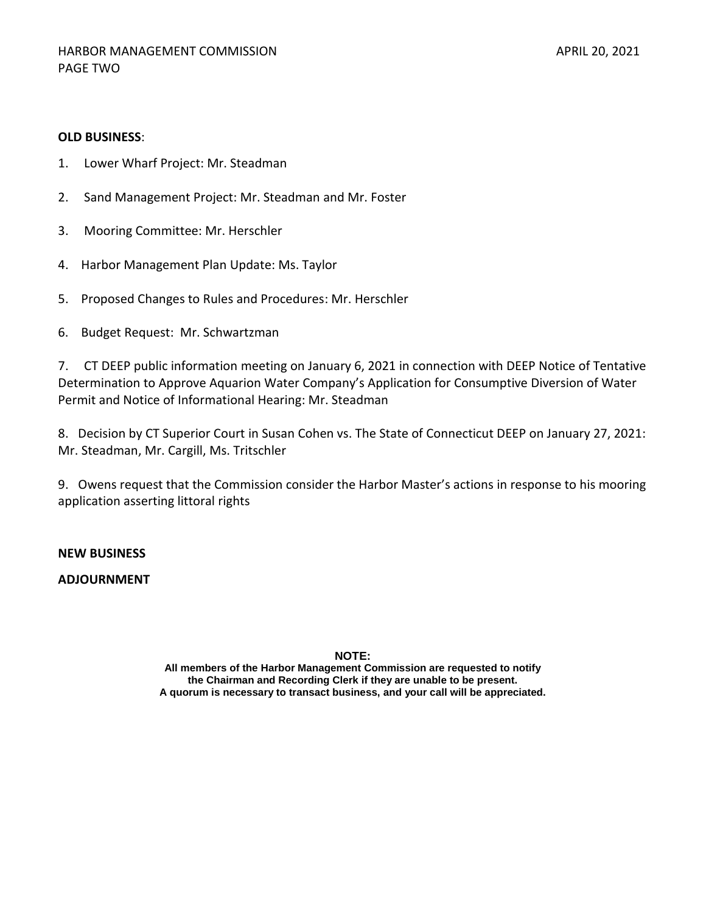**OLD BUSINESS**:

1. Lower Wharf Project: Mr. Steadman
2. Sand Management Project: Mr. Steadman and Mr. Foster
3. Mooring Committee: Mr. Herschler
4. Harbor Management Plan Update: Ms. Taylor
5. Proposed Changes to Rules and Procedures: Mr. Herschler
6. Budget Request: Mr. Schwartzman
7. CT DEEP public information meeting on January 6, 2021 in connection with DEEP Notice of Tentative Determination to Approve Aquarion Water Company's Application for Consumptive Diversion of Water Permit and Notice of Informational Hearing: Mr. Steadman
8. Decision by CT Superior Court in Susan Cohen vs. The State of Connecticut DEEP on January 27, 2021: Mr. Steadman, Mr. Cargill, Ms. Tritschler
9. Owens request that the Commission consider the Harbor Master's actions in response to his mooring application asserting littoral rights

**NEW BUSINESS**

**ADJOURNMENT**

**NOTE:**
**All members of the Harbor Management Commission are requested to notify the Chairman and Recording Clerk if they are unable to be present. A quorum is necessary to transact business, and your call will be appreciated.**